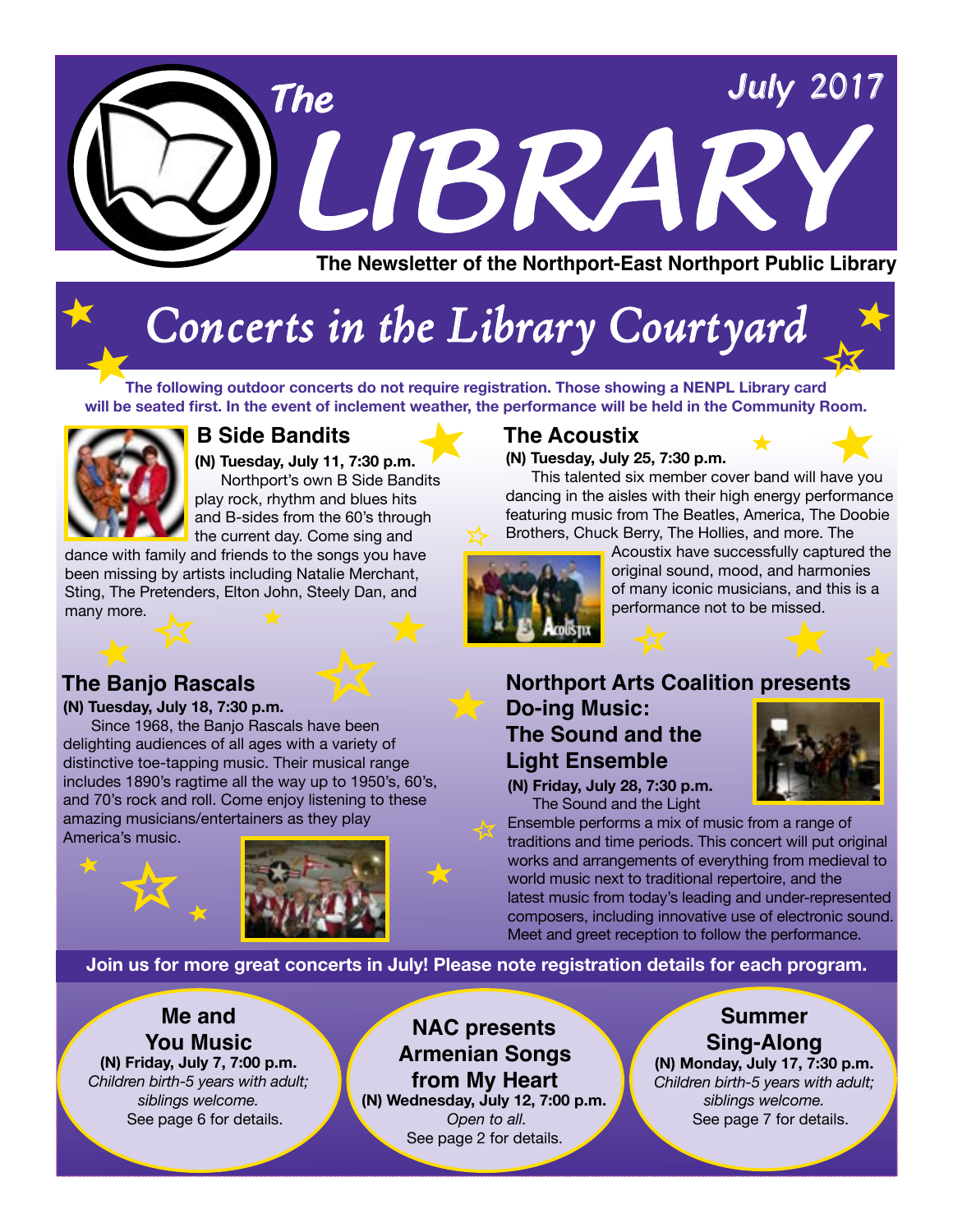# The LIBRARY

July 2017

**The Newsletter of the Northport-East Northport Public Library**

## Concerts in the Library Courtyard

**The following outdoor concerts do not require registration. Those showing a NENPL Library card will be seated first. In the event of inclement weather, the performance will be held in the Community Room.**

### B Side Bandits

**(N) Tuesday, July 11, 7:30 p.m.**

Northport's own B Side Bandits play rock, rhythm and blues hits and B-sides from the 60's through the current day. Come sing and dance with family and friends to the songs you have been missing by artists including Natalie Merchant, Sting, The Pretenders, Elton John, Steely Dan, and many more.

### The Banjo Rascals

**(N) Tuesday, July 18, 7:30 p.m.**

Since 1968, the Banjo Rascals have been delighting audiences of all ages with a variety of distinctive toe-tapping music. Their musical range includes 1890's ragtime all the way up to 1950's, 60's, and 70's rock and roll. Come enjoy listening to these amazing musicians/entertainers as they play America's music.

### The Acoustix

**(N) Tuesday, July 25, 7:30 p.m.**

This talented six member cover band will have you dancing in the aisles with their high energy performance featuring music from The Beatles, America, The Doobie Brothers, Chuck Berry, The Hollies, and more. The Acoustix have successfully captured the original sound, mood, and harmonies of many iconic musicians, and this is a performance not to be missed.

### Northport Arts Coalition presents Do-ing Music: The Sound and the Light Ensemble

**(N) Friday, July 28, 7:30 p.m.**

The Sound and the Light Ensemble performs a mix of music from a range of traditions and time periods. This concert will put original works and arrangements of everything from medieval to world music next to traditional repertoire, and the latest music from today's leading and under-represented composers, including innovative use of electronic sound. Meet and greet reception to follow the performance.

**Join us for more great concerts in July! Please note registration details for each program.**

### Me and You Music

**(N) Friday, July 7, 7:00 p.m.**

*Children birth-5 years with adult; siblings welcome.*

See page 6 for details.

### NAC presents Armenian Songs from My Heart

**(N) Wednesday, July 12, 7:00 p.m.**

*Open to all.*

See page 2 for details.

### Summer Sing-Along

**(N) Monday, July 17, 7:30 p.m.**

*Children birth-5 years with adult; siblings welcome.*

See page 7 for details.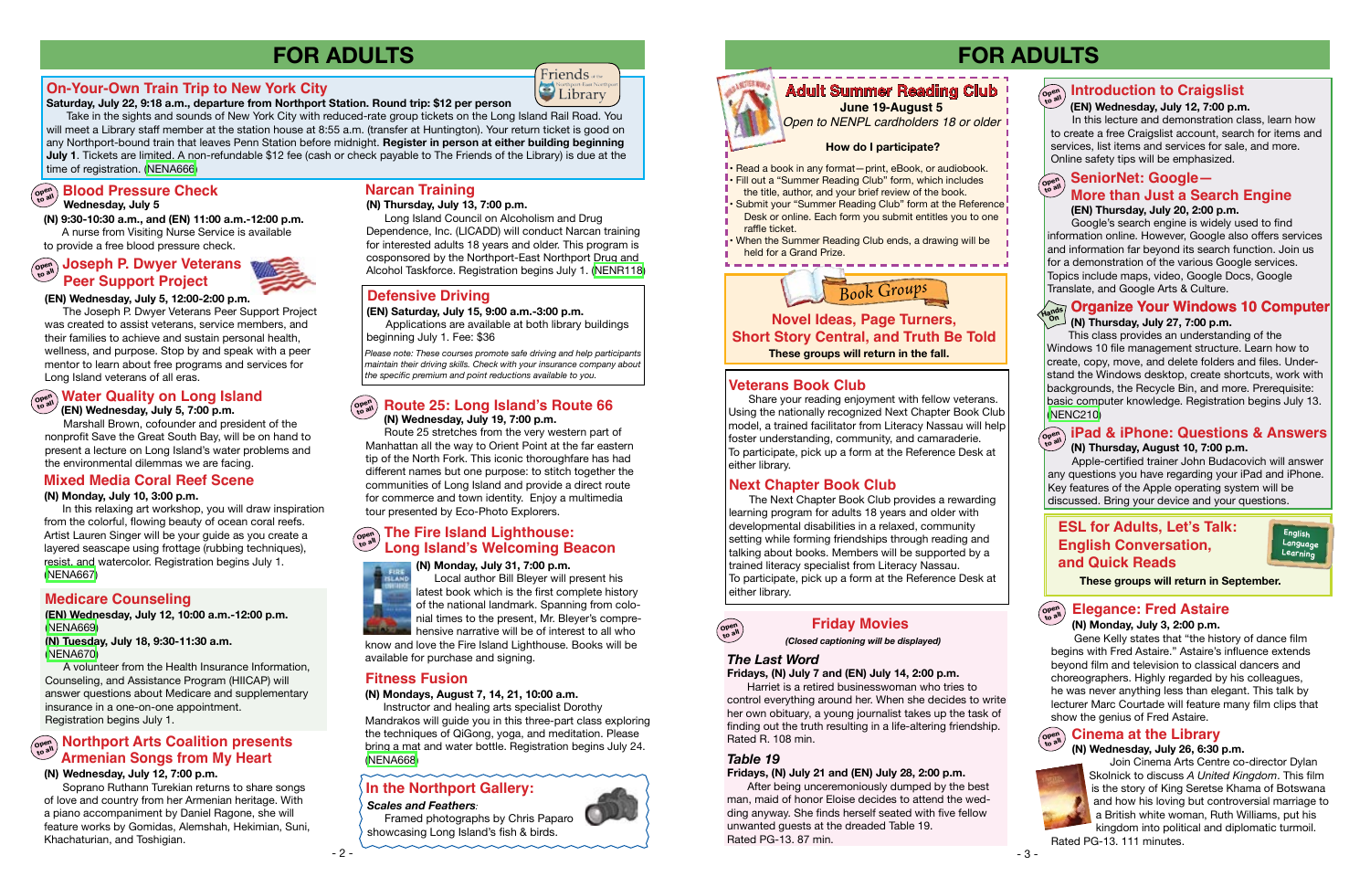# FOR ADULTS

## On-Your-Own Train Trip to New York City

**Saturday, July 22, 9:18 a.m., departure from Northport Station. Round trip: $12 per person**

Take in the sights and sounds of New York City with reduced-rate group tickets on the Long Island Rail Road. You will meet a Library staff member at the station house at 8:55 a.m. (transfer at Huntington). Your return ticket is good on any Northport-bound train that leaves Penn Station before midnight. **Register in person at either building beginning July 1.** Tickets are limited. A non-refundable $12 fee (cash or check payable to The Friends of the Library) is due at the time of registration. (NENA666)

## Blood Pressure Check

**Wednesday, July 5**

**(N) 9:30-10:30 a.m., and (EN) 11:00 a.m.-12:00 p.m.**

A nurse from Visiting Nurse Service is available to provide a free blood pressure check.

## Joseph P. Dwyer Veterans Peer Support Project

**(EN) Wednesday, July 5, 12:00-2:00 p.m.**

The Joseph P. Dwyer Veterans Peer Support Project was created to assist veterans, service members, and their families to achieve and sustain personal health, wellness, and purpose. Stop by and speak with a peer mentor to learn about free programs and services for Long Island veterans of all eras.

## Water Quality on Long Island

**(EN) Wednesday, July 5, 7:00 p.m.**

Marshall Brown, cofounder and president of the nonprofit Save the Great South Bay, will be on hand to present a lecture on Long Island's water problems and the environmental dilemmas we are facing.

## Mixed Media Coral Reef Scene

**(N) Monday, July 10, 3:00 p.m.**

In this relaxing art workshop, you will draw inspiration from the colorful, flowing beauty of ocean coral reefs. Artist Lauren Singer will be your guide as you create a layered seascape using frottage (rubbing techniques), resist, and watercolor. Registration begins July 1. (NENA667)

## Medicare Counseling

**(EN) Wednesday, July 12, 10:00 a.m.-12:00 p.m.** (NENA669)

**(N) Tuesday, July 18, 9:30-11:30 a.m.** (NENA670)

A volunteer from the Health Insurance Information, Counseling, and Assistance Program (HIICAP) will answer questions about Medicare and supplementary insurance in a one-on-one appointment. Registration begins July 1.

## Northport Arts Coalition presents Armenian Songs from My Heart

**(N) Wednesday, July 12, 7:00 p.m.**

Soprano Ruthann Turekian returns to share songs of love and country from her Armenian heritage. With a piano accompaniment by Daniel Ragone, she will feature works by Gomidas, Alemshah, Hekimian, Suni, Khachaturian, and Toshigian.

## Narcan Training

**(N) Thursday, July 13, 7:00 p.m.**

Long Island Council on Alcoholism and Drug Dependence, Inc. (LICADD) will conduct Narcan training for interested adults 18 years and older. This program is cosponsored by the Northport-East Northport Drug and Alcohol Taskforce. Registration begins July 1. (NENR118)

## Defensive Driving

**(EN) Saturday, July 15, 9:00 a.m.-3:00 p.m.**

Applications are available at both library buildings beginning July 1. Fee: $36

*Please note: These courses promote safe driving and help participants maintain their driving skills. Check with your insurance company about the specific premium and point reductions available to you.*

## Route 25: Long Island's Route 66

**(N) Wednesday, July 19, 7:00 p.m.**

Route 25 stretches from the very western part of Manhattan all the way to Orient Point at the far eastern tip of the North Fork. This iconic thoroughfare has had different names but one purpose: to stitch together the communities of Long Island and provide a direct route for commerce and town identity. Enjoy a multimedia tour presented by Eco-Proto Explorers.

## The Fire Island Lighthouse: Long Island's Welcoming Beacon

**(N) Monday, July 31, 7:00 p.m.**

Local author Bill Bleyer will present his latest book which is the first complete history of the national landmark. Spanning from colonial times to the present, Mr. Bleyer's comprehensive narrative will be of interest to all who know and love the Fire Island Lighthouse. Books will be available for purchase and signing.

## Fitness Fusion

**(N) Mondays, August 7, 14, 21, 10:00 a.m.**

Instructor and healing arts specialist Dorothy Mandrakos will guide you in this three-part class exploring the techniques of QiGong, yoga, and meditation. Please bring a mat and water bottle. Registration begins July 24. (NENA668)

## In the Northport Gallery:

***Scales and Feathers***:

Framed photographs by Chris Paparo showcasing Long Island's fish & birds.

# FOR ADULTS

## Adult Summer Reading Club

**June 19-August 5**

*Open to NENPL cardholders 18 or older*

**How do I participate?**

- Read a book in any format—print, eBook, or audiobook.
- Fill out a "Summer Reading Club" form, which includes the title, author, and your brief review of the book.
- Submit your "Summer Reading Club" form at the Reference Desk or online. Each form you submit entitles you to one raffle ticket.
- When the Summer Reading Club ends, a drawing will be held for a Grand Prize.

## Book Groups

**Novel Ideas, Page Turners, Short Story Central, and Truth Be Told**

**These groups will return in the fall.**

## Veterans Book Club

Share your reading enjoyment with fellow veterans. Using the nationally recognized Next Chapter Book Club model, a trained facilitator from Literacy Nassau will help foster understanding, community, and camaraderie. To participate, pick up a form at the Reference Desk at either library.

## Next Chapter Book Club

The Next Chapter Book Club provides a rewarding learning program for adults 18 years and older with developmental disabilities in a relaxed, community setting while forming friendships through reading and talking about books. Members will be supported by a trained literacy specialist from Literacy Nassau. To participate, pick up a form at the Reference Desk at either library.

## Friday Movies

*(Closed captioning will be displayed)*

### *The Last Word*

**Fridays, (N) July 7 and (EN) July 14, 2:00 p.m.**

Harriet is a retired businesswoman who tries to control everything around her. When she decides to write her own obituary, a young journalist takes up the task of finding out the truth resulting in a life-altering friendship. Rated R. 108 min.

### *Table 19*

**Fridays, (N) July 21 and (EN) July 28, 2:00 p.m.**

After being unceremoniously dumped by the best man, maid of honor Eloise decides to attend the wedding anyway. She finds herself seated with five fellow unwanted guests at the dreaded Table 19. Rated PG-13. 87 min.

## Introduction to Craigslist

**(EN) Wednesday, July 12, 7:00 p.m.**

In this lecture and demonstration class, learn how to create a free Craigslist account, search for items and services, list items and services for sale, and more. Online safety tips will be emphasized.

## SeniorNet: Google—More than Just a Search Engine

**(EN) Thursday, July 20, 2:00 p.m.**

Google's search engine is widely used to find information online. However, Google also offers services and information far beyond its search function. Join us for a demonstration of the various Google services. Topics include maps, video, Google Docs, Google Translate, and Google Arts & Culture.

## Organize Your Windows 10 Computer

**(N) Thursday, July 27, 7:00 p.m.**

This class provides an understanding of the Windows 10 file management structure. Learn how to create, copy, move, and delete folders and files. Understand the Windows desktop, create shortcuts, work with backgrounds, the Recycle Bin, and more. Prerequisite: basic computer knowledge. Registration begins July 13. (NENC210)

## iPad & iPhone: Questions & Answers

**(N) Thursday, August 10, 7:00 p.m.**

Apple-certified trainer John Budacovich will answer any questions you have regarding your iPad and iPhone. Key features of the Apple operating system will be discussed. Bring your device and your questions.

## ESL for Adults, Let's Talk: English Conversation, and Quick Reads

**These groups will return in September.**

## Elegance: Fred Astaire

**(N) Monday, July 3, 2:00 p.m.**

Gene Kelly states that "the history of dance film begins with Fred Astaire." Astaire's influence extends beyond film and television to classical dancers and choreographers. Highly regarded by his colleagues, he was never anything less than elegant. This talk by lecturer Marc Courtade will feature many film clips that show the genius of Fred Astaire.

## Cinema at the Library

**(N) Wednesday, July 26, 6:30 p.m.**

Join Cinema Arts Centre co-director Dylan Skolnick to discuss *A United Kingdom*. This film is the story of King Seretse Khama of Botswana and how his loving but controversial marriage to a British white woman, Ruth Williams, put his kingdom into political and diplomatic turmoil. Rated PG-13. 111 minutes.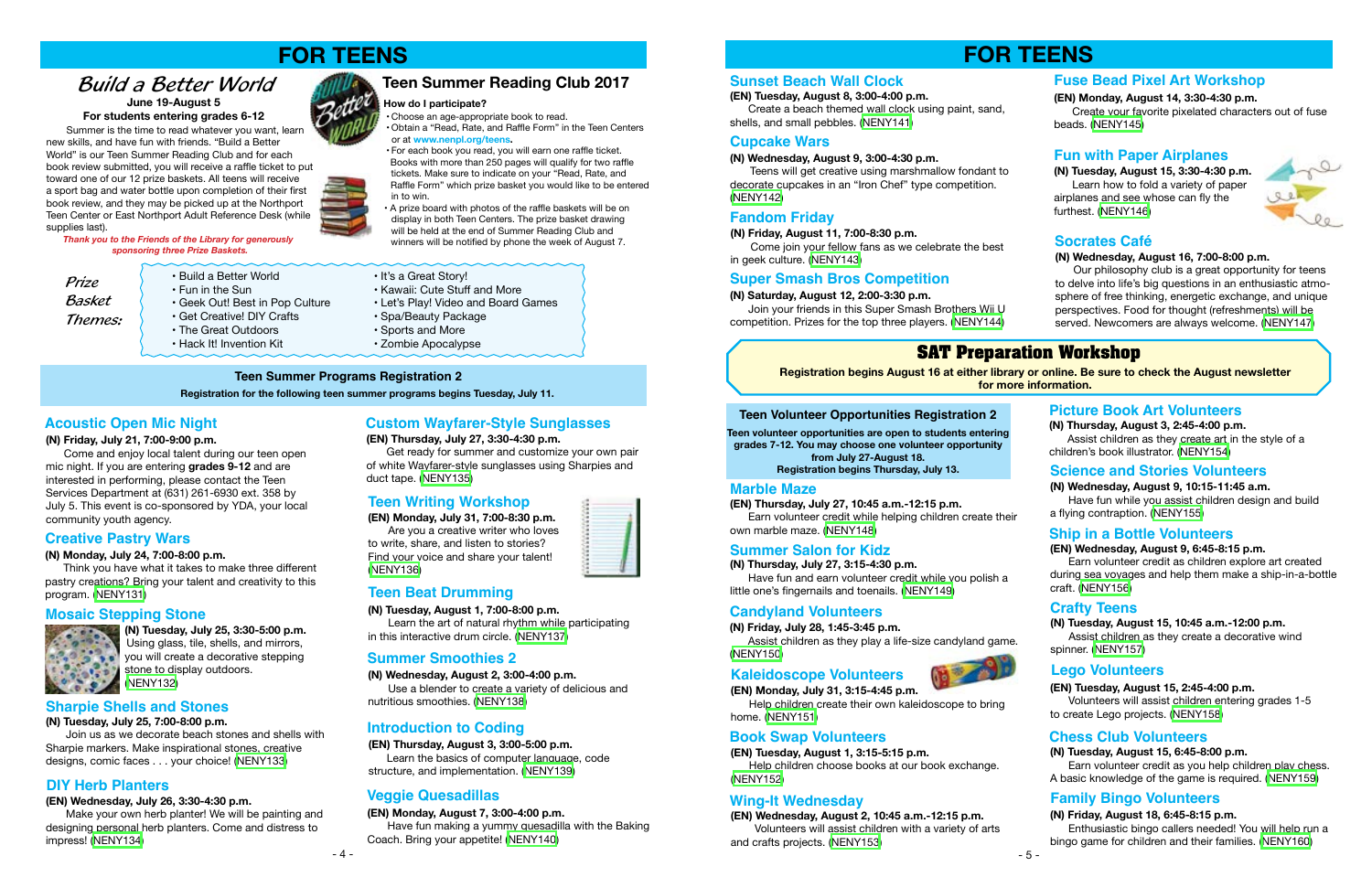# FOR TEENS

## *Build a Better World*

**June 19-August 5**
**For students entering grades 6-12**

Summer is the time to read whatever you want, learn new skills, and have fun with friends. "Build a Better World" is our Teen Summer Reading Club and for each book review submitted, you will receive a raffle ticket to put toward one of our 12 prize baskets. All teens will receive a sport bag and water bottle upon completion of their first book review, and they may be picked up at the Northport Teen Center or East Northport Adult Reference Desk (while supplies last).

*Thank you to the Friends of the Library for generously sponsoring three Prize Baskets.*

## Teen Summer Reading Club 2017

**How do I participate?**

- Choose an age-appropriate book to read.
- Obtain a "Read, Rate, and Raffle Form" in the Teen Centers or at **www.nenpl.org/teens**.
- For each book you read, you will earn one raffle ticket. Books with more than 250 pages will qualify for two raffle tickets. Make sure to indicate on your "Read, Rate, and Raffle Form" which prize basket you would like to be entered in to win.
- A prize board with photos of the raffle baskets will be on display in both Teen Centers. The prize basket drawing will be held at the end of Summer Reading Club and winners will be notified by phone the week of August 7.

*Prize Basket Themes:*

- Build a Better World
- Fun in the Sun
- Geek Out! Best in Pop Culture
- Get Creative! DIY Crafts
- The Great Outdoors
- Hack It! Invention Kit
- It's a Great Story!
- Kawaii: Cute Stuff and More
- Let's Play! Video and Board Games
- Spa/Beauty Package
- Sports and More
- Zombie Apocalypse

### Teen Summer Programs Registration 2

**Registration for the following teen summer programs begins Tuesday, July 11.**

### Acoustic Open Mic Night

**(N) Friday, July 21, 7:00-9:00 p.m.**

Come and enjoy local talent during our teen open mic night. If you are entering **grades 9-12** and are interested in performing, please contact the Teen Services Department at (631) 261-6930 ext. 358 by July 5. This event is co-sponsored by YDA, your local community youth agency.

### Creative Pastry Wars

**(N) Monday, July 24, 7:00-8:00 p.m.**

Think you have what it takes to make three different pastry creations? Bring your talent and creativity to this program. (NENY131)

### Mosaic Stepping Stone

**(N) Tuesday, July 25, 3:30-5:00 p.m.**

Using glass, tile, shells, and mirrors, you will create a decorative stepping stone to display outdoors. (NENY132)

### Sharpie Shells and Stones

**(N) Tuesday, July 25, 7:00-8:00 p.m.**

Join us as we decorate beach stones and shells with Sharpie markers. Make inspirational stones, creative designs, comic faces . . . your choice! (NENY133)

### DIY Herb Planters

**(EN) Wednesday, July 26, 3:30-4:30 p.m.**

Make your own herb planter! We will be painting and designing personal herb planters. Come and distress to impress! (NENY134)

### Custom Wayfarer-Style Sunglasses

**(EN) Thursday, July 27, 3:30-4:30 p.m.**

Get ready for summer and customize your own pair of white Wayfarer-style sunglasses using Sharpies and duct tape. (NENY135)

### Teen Writing Workshop

**(EN) Monday, July 31, 7:00-8:30 p.m.**

Are you a creative writer who loves to write, share, and listen to stories? Find your voice and share your talent! (NENY136)

### Teen Beat Drumming

**(N) Tuesday, August 1, 7:00-8:00 p.m.**

Learn the art of natural rhythm while participating in this interactive drum circle. (NENY137)

### Summer Smoothies 2

**(N) Wednesday, August 2, 3:00-4:00 p.m.**

Use a blender to create a variety of delicious and nutritious smoothies. (NENY138)

### Introduction to Coding

**(EN) Thursday, August 3, 3:00-5:00 p.m.**

Learn the basics of computer language, code structure, and implementation. (NENY139)

### Veggie Quesadillas

**(EN) Monday, August 7, 3:00-4:00 p.m.**

Have fun making a yummy quesadilla with the Baking Coach. Bring your appetite! (NENY140)

# FOR TEENS

### Sunset Beach Wall Clock

**(EN) Tuesday, August 8, 3:00-4:00 p.m.**

Create a beach themed wall clock using paint, sand, shells, and small pebbles. (NENY141)

### Cupcake Wars

**(N) Wednesday, August 9, 3:00-4:30 p.m.**

Teens will get creative using marshmallow fondant to decorate cupcakes in an "Iron Chef" type competition. (NENY142)

### Fandom Friday

**(N) Friday, August 11, 7:00-8:30 p.m.**

Come join your fellow fans as we celebrate the best in geek culture. (NENY143)

### Super Smash Bros Competition

**(N) Saturday, August 12, 2:00-3:30 p.m.**

Join your friends in this Super Smash Brothers Wii U competition. Prizes for the top three players. (NENY144)

### Fuse Bead Pixel Art Workshop

**(EN) Monday, August 14, 3:30-4:30 p.m.**

Create your favorite pixelated characters out of fuse beads. (NENY145)

### Fun with Paper Airplanes

**(N) Tuesday, August 15, 3:30-4:30 p.m.**

Learn how to fold a variety of paper airplanes and see whose can fly the furthest. (NENY146)

### Socrates Café

**(N) Wednesday, August 16, 7:00-8:00 p.m.**

Our philosophy club is a great opportunity for teens to delve into life's big questions in an enthusiastic atmosphere of free thinking, energetic exchange, and unique perspectives. Food for thought (refreshments) will be served. Newcomers are always welcome. (NENY147)

## SAT Preparation Workshop

**Registration begins August 16 at either library or online. Be sure to check the August newsletter for more information.**

### Teen Volunteer Opportunities Registration 2

**Teen volunteer opportunities are open to students entering grades 7-12. You may choose one volunteer opportunity from July 27-August 18. Registration begins Thursday, July 13.**

### Marble Maze

**(EN) Thursday, July 27, 10:45 a.m.-12:15 p.m.**

Earn volunteer credit while helping children create their own marble maze. (NENY148)

### Summer Salon for Kidz

**(N) Thursday, July 27, 3:15-4:30 p.m.**

Have fun and earn volunteer credit while you polish a little one's fingernails and toenails. (NENY149)

### Candyland Volunteers

**(N) Friday, July 28, 1:45-3:45 p.m.**

Assist children as they play a life-size candyland game. (NENY150)

### Kaleidoscope Volunteers

**(EN) Monday, July 31, 3:15-4:45 p.m.**

Help children create their own kaleidoscope to bring home. (NENY151)

### Book Swap Volunteers

**(EN) Tuesday, August 1, 3:15-5:15 p.m.**

Help children choose books at our book exchange. (NENY152)

### Wing-It Wednesday

**(EN) Wednesday, August 2, 10:45 a.m.-12:15 p.m.**

Volunteers will assist children with a variety of arts and crafts projects. (NENY153)

### Picture Book Art Volunteers

**(N) Thursday, August 3, 2:45-4:00 p.m.**

Assist children as they create art in the style of a children's book illustrator. (NENY154)

### Science and Stories Volunteers

**(N) Wednesday, August 9, 10:15-11:45 a.m.**

Have fun while you assist children design and build a flying contraption. (NENY155)

### Ship in a Bottle Volunteers

**(EN) Wednesday, August 9, 6:45-8:15 p.m.**

Earn volunteer credit as children explore art created during sea voyages and help them make a ship-in-a-bottle craft. (NENY156)

### Crafty Teens

**(N) Tuesday, August 15, 10:45 a.m.-12:00 p.m.**

Assist children as they create a decorative wind spinner. (NENY157)

### Lego Volunteers

**(EN) Tuesday, August 15, 2:45-4:00 p.m.**

Volunteers will assist children entering grades 1-5 to create Lego projects. (NENY158)

### Chess Club Volunteers

**(N) Tuesday, August 15, 6:45-8:00 p.m.**

Earn volunteer credit as you help children play chess. A basic knowledge of the game is required. (NENY159)

### Family Bingo Volunteers

**(N) Friday, August 18, 6:45-8:15 p.m.**

Enthusiastic bingo callers needed! You will help run a bingo game for children and their families. (NENY160)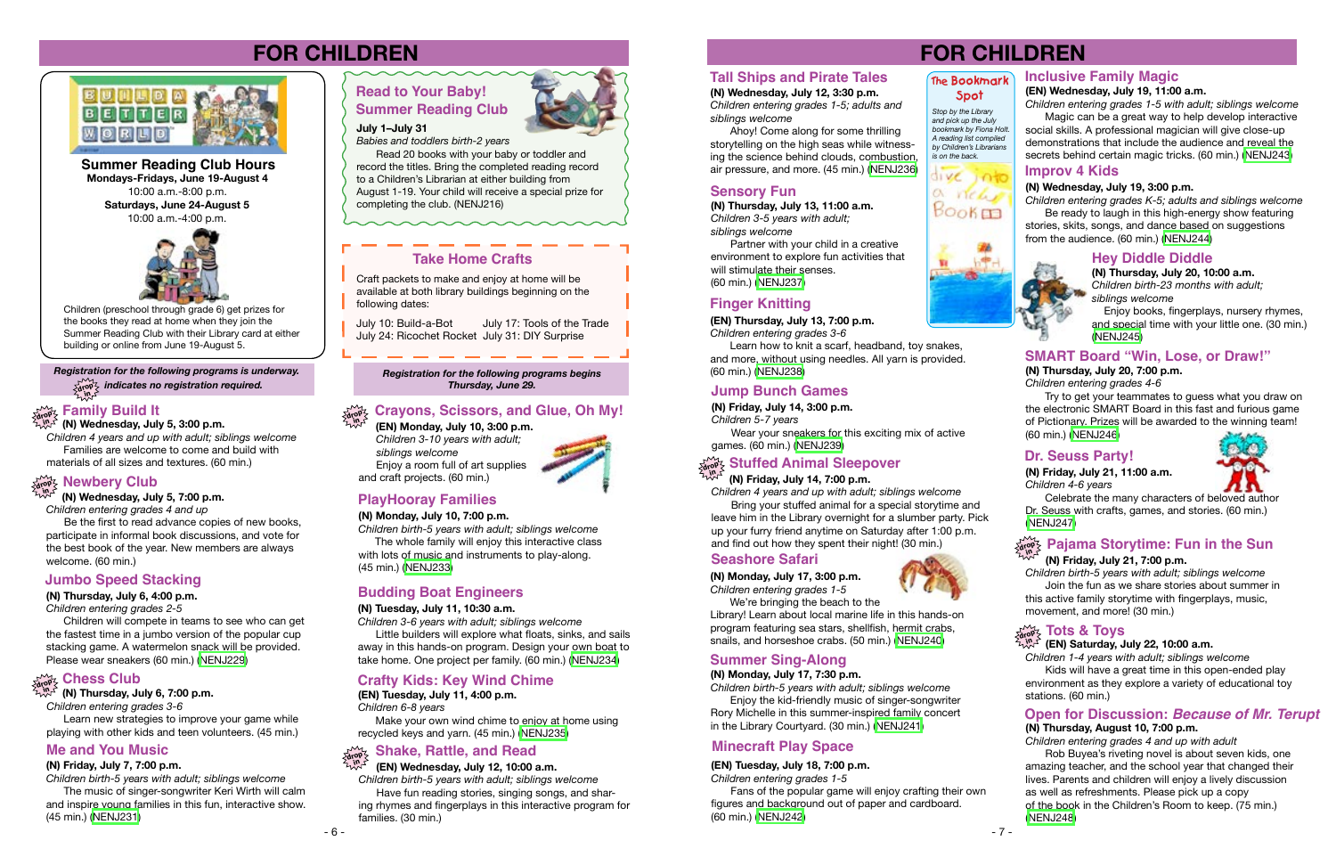# FOR CHILDREN

**Summer Reading Club Hours**
**Mondays-Fridays, June 19-August 4**
10:00 a.m.-8:00 p.m.
**Saturdays, June 24-August 5**
10:00 a.m.-4:00 p.m.

Children (preschool through grade 6) get prizes for the books they read at home when they join the Summer Reading Club with their Library card at either building or online from June 19-August 5.

## Read to Your Baby! Summer Reading Club

**July 1–July 31**
*Babies and toddlers birth-2 years*

Read 20 books with your baby or toddler and record the titles. Bring the completed reading record to a Children's Librarian at either building from August 1-19. Your child will receive a special prize for completing the club. (NENJ216)

## Take Home Crafts

Craft packets to make and enjoy at home will be available at both library buildings beginning on the following dates:

July 10: Build-a-Bot
July 17: Tools of the Trade
July 24: Ricochet Rocket
July 31: DIY Surprise

***Registration for the following programs is underway.***
***drop in indicates no registration required.***

### Family Build It (drop in)
**(N) Wednesday, July 5, 3:00 p.m.**
*Children 4 years and up with adult; siblings welcome*
Families are welcome to come and build with materials of all sizes and textures. (60 min.)

### Newbery Club (drop in)
**(N) Wednesday, July 5, 7:00 p.m.**
*Children entering grades 4 and up*
Be the first to read advance copies of new books, participate in informal book discussions, and vote for the best book of the year. New members are always welcome. (60 min.)

### Jumbo Speed Stacking
**(N) Thursday, July 6, 4:00 p.m.**
*Children entering grades 2-5*
Children will compete in teams to see who can get the fastest time in a jumbo version of the popular cup stacking game. A watermelon snack will be provided. Please wear sneakers (60 min.) (NENJ229)

### Chess Club (drop in)
**(N) Thursday, July 6, 7:00 p.m.**
*Children entering grades 3-6*
Learn new strategies to improve your game while playing with other kids and teen volunteers. (45 min.)

### Me and You Music
**(N) Friday, July 7, 7:00 p.m.**
*Children birth-5 years with adult; siblings welcome*
The music of singer-songwriter Keri Wirth will calm and inspire young families in this fun, interactive show. (45 min.) (NENJ231)

***Registration for the following programs begins Thursday, June 29.***

### Crayons, Scissors, and Glue, Oh My! (drop in)
**(N) Monday, July 10, 3:00 p.m.**
*Children 3-10 years with adult; siblings welcome*
Enjoy a room full of art supplies and craft projects. (60 min.)

### PlayHooray Families
**(N) Monday, July 10, 7:00 p.m.**
*Children birth-5 years with adult; siblings welcome*
The whole family will enjoy this interactive class with lots of music and instruments to play-along. (45 min.) (NENJ233)

### Budding Boat Engineers
**(N) Tuesday, July 11, 10:30 a.m.**
*Children 3-6 years with adult; siblings welcome*
Little builders will explore what floats, sinks, and sails away in this hands-on program. Design your own boat to take home. One project per family. (60 min.) (NENJ234)

### Crafty Kids: Key Wind Chime
**(EN) Tuesday, July 11, 4:00 p.m.**
*Children 6-8 years*
Make your own wind chime to enjoy at home using recycled keys and yarn. (45 min.) (NENJ235)

### Shake, Rattle, and Read (drop in)
**(EN) Wednesday, July 12, 10:00 a.m.**
*Children birth-5 years with adult; siblings welcome*
Have fun reading stories, singing songs, and sharing rhymes and fingerplays in this interactive program for families. (30 min.)

# FOR CHILDREN

### Tall Ships and Pirate Tales
**(N) Wednesday, July 12, 3:30 p.m.**
*Children entering grades 1-5; adults and siblings welcome*
Ahoy! Come along for some thrilling storytelling on the high seas while witnessing the science behind clouds, combustion, air pressure, and more. (45 min.) (NENJ236)

### Sensory Fun
**(N) Thursday, July 13, 11:00 a.m.**
*Children 3-5 years with adult; siblings welcome*
Partner with your child in a creative environment to explore fun activities that will stimulate their senses. (60 min.) (NENJ237)

### Finger Knitting
**(EN) Thursday, July 13, 7:00 p.m.**
*Children entering grades 3-6*
Learn how to knit a scarf, headband, toy snakes, and more, without using needles. All yarn is provided. (60 min.) (NENJ238)

### Jump Bunch Games
**(N) Friday, July 14, 3:00 p.m.**
*Children 5-7 years*
Wear your sneakers for this exciting mix of active games. (60 min.) (NENJ239)

### Stuffed Animal Sleepover (drop in)
**(N) Friday, July 14, 7:00 p.m.**
*Children 4 years and up with adult; siblings welcome*
Bring your stuffed animal for a special storytime and leave him in the Library overnight for a slumber party. Pick up your furry friend anytime on Saturday after 1:00 p.m. and find out how they spent their night! (30 min.)

### Seashore Safari
**(N) Monday, July 17, 3:00 p.m.**
*Children entering grades 1-5*
We're bringing the beach to the Library! Learn about local marine life in this hands-on program featuring sea stars, shellfish, hermit crabs, snails, and horseshoe crabs. (50 min.) (NENJ240)

### Summer Sing-Along
**(N) Monday, July 17, 7:30 p.m.**
*Children birth-5 years with adult; siblings welcome*
Enjoy the kid-friendly music of singer-songwriter Rory Michelle in this summer-inspired family concert in the Library Courtyard. (30 min.) (NENJ241)

### Minecraft Play Space
**(EN) Tuesday, July 18, 7:00 p.m.**
*Children entering grades 1-5*
Fans of the popular game will enjoy crafting their own figures and background out of paper and cardboard. (60 min.) (NENJ242)

**The Bookmark Spot**

*Stop by the Library and pick up the July bookmark by Fiona Holt. A reading list compiled by Children's Librarians is on the back.*

### Inclusive Family Magic
**(EN) Wednesday, July 19, 11:00 a.m.**
*Children entering grades 1-5 with adult; siblings welcome*
Magic can be a great way to help develop interactive social skills. A professional magician will use close-up demonstrations that include the audience and reveal the secrets behind certain magic tricks. (60 min.) (NENJ243)

### Improv 4 Kids
**(N) Wednesday, July 19, 3:00 p.m.**
*Children entering grades K-5; adults and siblings welcome*
Be ready to laugh in this high-energy show featuring stories, skits, songs, and dance based on suggestions from the audience. (60 min.) (NENJ244)

### Hey Diddle Diddle
**(N) Thursday, July 20, 10:00 a.m.**
*Children birth-23 months with adult; siblings welcome*
Enjoy books, fingerplays, nursery rhymes, and special time with your little one. (30 min.) (NENJ245)

### SMART Board "Win, Lose, or Draw!"
**(N) Thursday, July 20, 7:00 p.m.**
*Children entering grades 4-6*
Try to get your teammates to guess what you draw on the electronic SMART Board in this fast and furious game of Pictionary. Prizes will be awarded to the winning team! (60 min.) (NENJ246)

### Dr. Seuss Party!
**(N) Friday, July 21, 11:00 a.m.**
*Children 4-6 years*
Celebrate the many characters of beloved author Dr. Seuss with crafts, games, and stories. (60 min.) (NENJ247)

### Pajama Storytime: Fun in the Sun (drop in)
**(N) Friday, July 21, 7:00 p.m.**
*Children birth-5 years with adult; siblings welcome*
Join the fun as we share stories about summer in this active family storytime with fingerplays, music, movement, and more! (30 min.)

### Tots & Toys (drop in)
**(EN) Saturday, July 22, 10:00 a.m.**
*Children 1-4 years with adult; siblings welcome*
Kids will have a great time in this open-ended play environment as they explore a variety of educational toy stations. (60 min.)

### Open for Discussion: *Because of Mr. Terupt*
**(N) Thursday, August 10, 7:00 p.m.**
*Children entering grades 4 and up with adult*
Rob Buyea's riveting novel is about seven kids, one amazing teacher, and the school year that changed their lives. Parents and children will enjoy a lively discussion as well as refreshments. Please pick up a copy of the book in the Children's Room to keep. (75 min.) (NENJ248)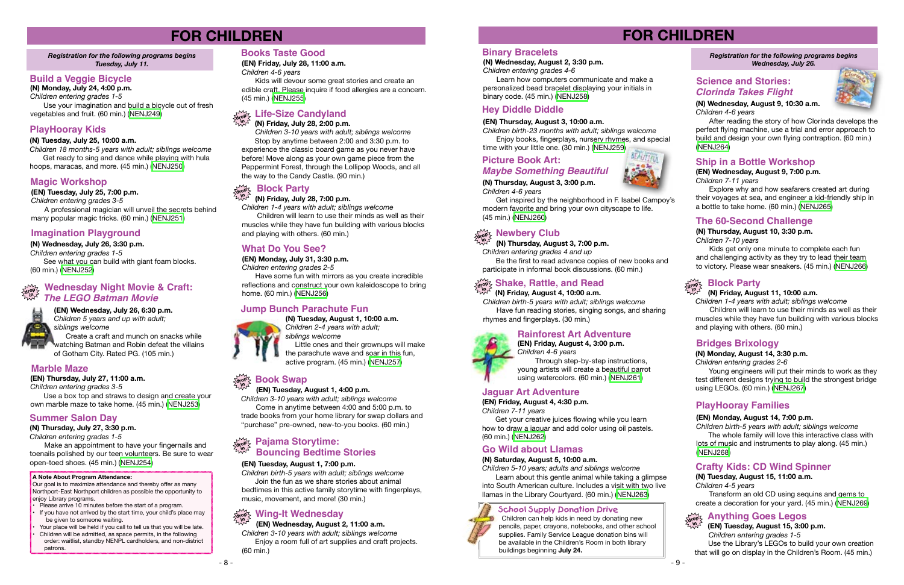# FOR CHILDREN

*Registration for the following programs begins Tuesday, July 11.*

## Build a Veggie Bicycle

**(N) Monday, July 24, 4:00 p.m.**
*Children entering grades 1-5*

Use your imagination and build a bicycle out of fresh vegetables and fruit. (60 min.) (NENJ249)

## PlayHooray Kids

**(N) Tuesday, July 25, 10:00 a.m.**
*Children 18 months-5 years with adult; siblings welcome*

Get ready to sing and dance while playing with hula hoops, maracas, and more. (45 min.) (NENJ250)

## Magic Workshop

**(EN) Tuesday, July 25, 7:00 p.m.**
*Children entering grades 3-5*

A professional magician will unveil the secrets behind many popular magic tricks. (60 min.) (NENJ251)

## Imagination Playground

**(N) Wednesday, July 26, 3:30 p.m.**
*Children entering grades 1-5*

See what you can build with giant foam blocks. (60 min.) (NENJ252)

## Wednesday Night Movie & Craft: *The LEGO Batman Movie*

**(EN) Wednesday, July 26, 6:30 p.m.**
*Children 5 years and up with adult; siblings welcome*

Create a craft and munch on snacks while watching Batman and Robin defeat the villains of Gotham City. Rated PG. (105 min.)

## Marble Maze

**(EN) Thursday, July 27, 11:00 a.m.**
*Children entering grades 3-5*

Use a box top and straws to design and create your own marble maze to take home. (45 min.) (NENJ253)

## Summer Salon Day

**(N) Thursday, July 27, 3:30 p.m.**
*Children entering grades 1-5*

Make an appointment to have your fingernails and toenails polished by our teen volunteers. Be sure to wear open-toed shoes. (45 min.) (NENJ254)

**A Note About Program Attendance:**
Our goal is to maximize attendance and thereby offer as many Northport-East Northport children as possible the opportunity to enjoy Library programs.

- Please arrive 10 minutes before the start of a program.
- If you have not arrived by the start time, your child's place may be given to someone waiting.
- Your place will be held if you call to tell us that you will be late.
- Children will be admitted, as space permits, in the following order: waitlist, standby NENPL cardholders, and non-district patrons.

## Books Taste Good

**(EN) Friday, July 28, 11:00 a.m.**
*Children 4-6 years*

Kids will devour some great stories and create an edible craft. Please inquire if food allergies are a concern. (45 min.) (NENJ255)

## Life-Size Candyland

**(N) Friday, July 28, 2:00 p.m.**
*Children 3-10 years with adult; siblings welcome*

Stop by anytime between 2:00 and 3:30 p.m. to experience the classic board game as you never have before! Move along as your own game piece from the Peppermint Forest, through the Lollipop Woods, and all the way to the Candy Castle. (90 min.)

## Block Party

**(N) Friday, July 28, 7:00 p.m.**
*Children 1-4 years with adult; siblings welcome*

Children will learn to use their minds as well as their muscles while they have fun building with various blocks and playing with others. (60 min.)

## What Do You See?

**(EN) Monday, July 31, 3:30 p.m.**
*Children entering grades 2-5*

Have some fun with mirrors as you create incredible reflections and construct your own kaleidoscope to bring home. (60 min.) (NENJ256)

## Jump Bunch Parachute Fun

**(N) Tuesday, August 1, 10:00 a.m.**
*Children 2-4 years with adult; siblings welcome*

Little ones and their grownups will make the parachute wave and soar in this fun, active program. (45 min.) (NENJ257)

## Book Swap

**(EN) Tuesday, August 1, 4:00 p.m.**
*Children 3-10 years with adult; siblings welcome*

Come in anytime between 4:00 and 5:00 p.m. to trade books from your home library for swap dollars and "purchase" pre-owned, new-to-you books. (60 min.)

## Pajama Storytime: Bouncing Bedtime Stories

**(EN) Tuesday, August 1, 7:00 p.m.**
*Children birth-5 years with adult; siblings welcome*

Join the fun as we share stories about animal bedtimes in this active family storytime with fingerplays, music, movement, and more! (30 min.)

## Wing-It Wednesday

**(EN) Wednesday, August 2, 11:00 a.m.**
*Children 3-10 years with adult; siblings welcome*

Enjoy a room full of art supplies and craft projects. (60 min.)

## Binary Bracelets

**(N) Wednesday, August 2, 3:30 p.m.**
*Children entering grades 4-6*

Learn how computers communicate and make a personalized bead bracelet displaying your initials in binary code. (45 min.) (NENJ258)

## Hey Diddle Diddle

**(EN) Thursday, August 3, 10:00 a.m.**
*Children birth-23 months with adult; siblings welcome*

Enjoy books, fingerplays, nursery rhymes, and special time with your little one. (30 min.) (NENJ259)

## Picture Book Art: *Maybe Something Beautiful*

**(N) Thursday, August 3, 3:00 p.m.**
*Children 4-6 years*

Get inspired by the neighborhood in F. Isabel Campoy's modern favorite and bring your own cityscape to life. (45 min.) (NENJ260)

## Newbery Club

**(N) Thursday, August 3, 7:00 p.m.**
*Children entering grades 4 and up*

Be the first to read advance copies of new books and participate in informal book discussions. (60 min.)

## Shake, Rattle, and Read

**(N) Friday, August 4, 10:00 a.m.**
*Children birth-5 years with adult; siblings welcome*

Have fun reading stories, singing songs, and sharing rhymes and fingerplays. (30 min.)

## Rainforest Art Adventure

**(EN) Friday, August 4, 3:00 p.m.**
*Children 4-6 years*

Through step-by-step instructions, young artists will create a beautiful parrot using watercolors. (60 min.) (NENJ261)

## Jaguar Art Adventure

**(EN) Friday, August 4, 4:30 p.m.**
*Children 7-11 years*

Get your creative juices flowing while you learn how to draw a jaguar and add color using oil pastels. (60 min.) (NENJ262)

## Go Wild about Llamas

**(N) Saturday, August 5, 10:00 a.m.**
*Children 5-10 years; adults and siblings welcome*

Learn about this gentle animal while taking a glimpse into South American culture. Includes a visit with two live llamas in the Library Courtyard. (60 min.) (NENJ263)

### School Supply Donation Drive

Children can help kids in need by donating new pencils, paper, crayons, notebooks, and other school supplies. Family Service League donation bins will be available in the Children's Room in both library buildings beginning **July 24.**

*Registration for the following programs begins Wednesday, July 26.*

## Science and Stories: *Clorinda Takes Flight*

**(N) Wednesday, August 9, 10:30 a.m.**
*Children 4-6 years*

After reading the story of how Clorinda develops the perfect flying machine, use a trial and error approach to build and design your own flying contraption. (60 min.) (NENJ264)

## Ship in a Bottle Workshop

**(EN) Wednesday, August 9, 7:00 p.m.**
*Children 7-11 years*

Explore why and how seafarers created art during their voyages at sea, and engineer a kid-friendly ship in a bottle to take home. (60 min.) (NENJ265)

## The 60-Second Challenge

**(N) Thursday, August 10, 3:30 p.m.**
*Children 7-10 years*

Kids get only one minute to complete each fun and challenging activity as they try to lead their team to victory. Please wear sneakers. (45 min.) (NENJ266)

## Block Party

**(N) Friday, August 11, 10:00 a.m.**
*Children 1-4 years with adult; siblings welcome*

Children will learn to use their minds as well as their muscles while they have fun building with various blocks and playing with others. (60 min.)

## Bridges Brixology

**(N) Monday, August 14, 3:30 p.m.**
*Children entering grades 2-6*

Young engineers will put their minds to work as they test different designs trying to build the strongest bridge using LEGOs. (60 min.) (NENJ267)

## PlayHooray Families

**(EN) Monday, August 14, 7:00 p.m.**
*Children birth-5 years with adult; siblings welcome*

The whole family will love this interactive class with lots of music and instruments to play along. (45 min.) (NENJ268)

## Crafty Kids: CD Wind Spinner

**(N) Tuesday, August 15, 11:00 a.m.**
*Children 4-5 years*

Transform an old CD using sequins and gems to create a decoration for your yard. (45 min.) (NENJ269)

## Anything Goes Legos

**(EN) Tuesday, August 15, 3:00 p.m.**
*Children entering grades 1-5*

Use the Library's LEGOs to build your own creation that will go on display in the Children's Room. (45 min.)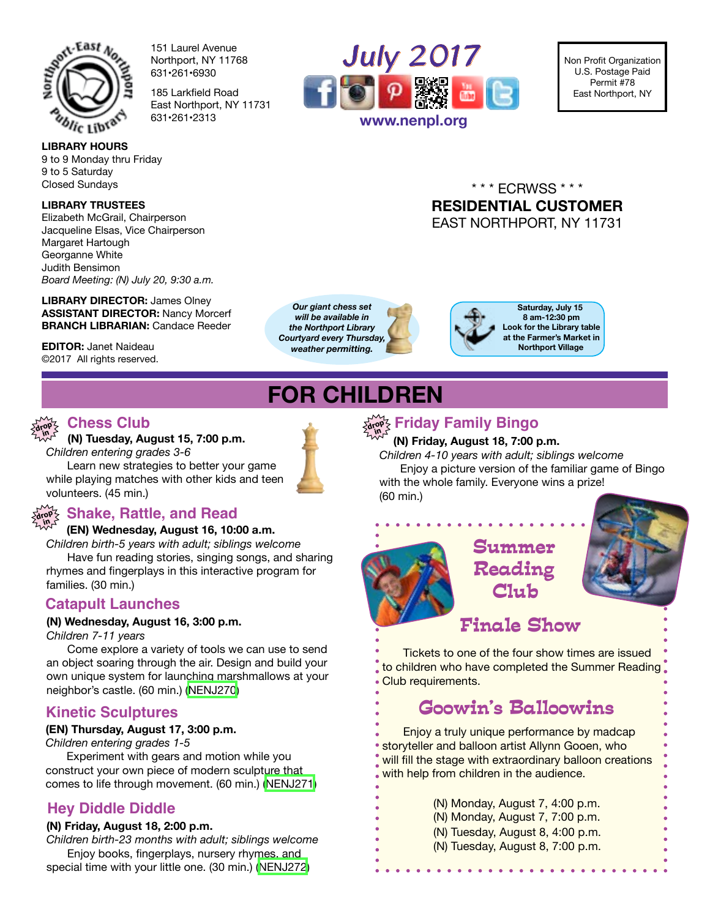151 Laurel Avenue
Northport, NY 11768
631•261•6930

185 Larkfield Road
East Northport, NY 11731
631•261•2313

# July 2017

www.nenpl.org

Non Profit Organization
U.S. Postage Paid
Permit #78
East Northport, NY

**LIBRARY HOURS**
9 to 9 Monday thru Friday
9 to 5 Saturday
Closed Sundays

**LIBRARY TRUSTEES**
Elizabeth McGrail, Chairperson
Jacqueline Elsas, Vice Chairperson
Margaret Hartough
Georganne White
Judith Bensimon
*Board Meeting: (N) July 20, 9:30 a.m.*

**LIBRARY DIRECTOR:** James Olney
**ASSISTANT DIRECTOR:** Nancy Morcerf
**BRANCH LIBRARIAN:** Candace Reeder

**EDITOR:** Janet Naideau
©2017 All rights reserved.

\* \* \* ECRWSS \* \* \*
**RESIDENTIAL CUSTOMER**
EAST NORTHPORT, NY 11731

***Our giant chess set will be available in the Northport Library Courtyard every Thursday, weather permitting.***

**Saturday, July 15**
**8 am-12:30 pm**
**Look for the Library table at the Farmer's Market in Northport Village**

# FOR CHILDREN

## Chess Club

drop in

**(N) Tuesday, August 15, 7:00 p.m.**
*Children entering grades 3-6*

Learn new strategies to better your game while playing matches with other kids and teen volunteers. (45 min.)

## Shake, Rattle, and Read

drop in

**(EN) Wednesday, August 16, 10:00 a.m.**
*Children birth-5 years with adult; siblings welcome*

Have fun reading stories, singing songs, and sharing rhymes and fingerplays in this interactive program for families. (30 min.)

## Catapult Launches

**(N) Wednesday, August 16, 3:00 p.m.**
*Children 7-11 years*

Come explore a variety of tools we can use to send an object soaring through the air. Design and build your own unique system for launching marshmallows at your neighbor's castle. (60 min.) (NENJ270)

## Kinetic Sculptures

**(EN) Thursday, August 17, 3:00 p.m.**
*Children entering grades 1-5*

Experiment with gears and motion while you construct your own piece of modern sculpture that comes to life through movement. (60 min.) (NENJ271)

## Hey Diddle Diddle

**(N) Friday, August 18, 2:00 p.m.**
*Children birth-23 months with adult; siblings welcome*

Enjoy books, fingerplays, nursery rhymes, and special time with your little one. (30 min.) (NENJ272)

## Friday Family Bingo

drop in

**(N) Friday, August 18, 7:00 p.m.**
*Children 4-10 years with adult; siblings welcome*

Enjoy a picture version of the familiar game of Bingo with the whole family. Everyone wins a prize! (60 min.)

## Summer Reading Club Finale Show

Tickets to one of the four show times are issued to children who have completed the Summer Reading Club requirements.

### Goowin's Balloowins

Enjoy a truly unique performance by madcap storyteller and balloon artist Allynn Gooen, who will fill the stage with extraordinary balloon creations with help from children in the audience.

(N) Monday, August 7, 4:00 p.m.
(N) Monday, August 7, 7:00 p.m.
(N) Tuesday, August 8, 4:00 p.m.
(N) Tuesday, August 8, 7:00 p.m.